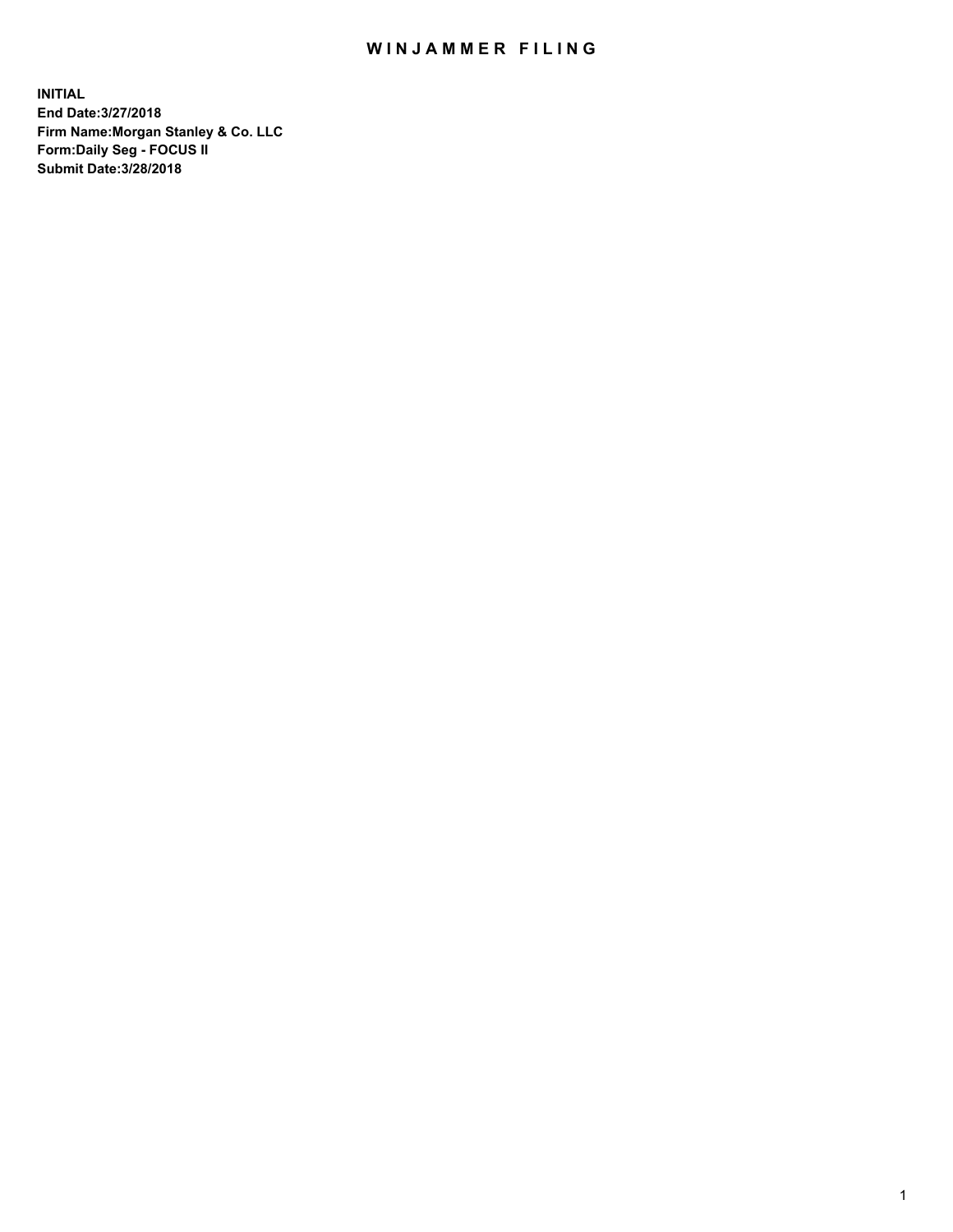# WINJAMMER FILING

**INITIAL**
**End Date:3/27/2018**
**Firm Name:Morgan Stanley & Co. LLC**
**Form:Daily Seg - FOCUS II**
**Submit Date:3/28/2018**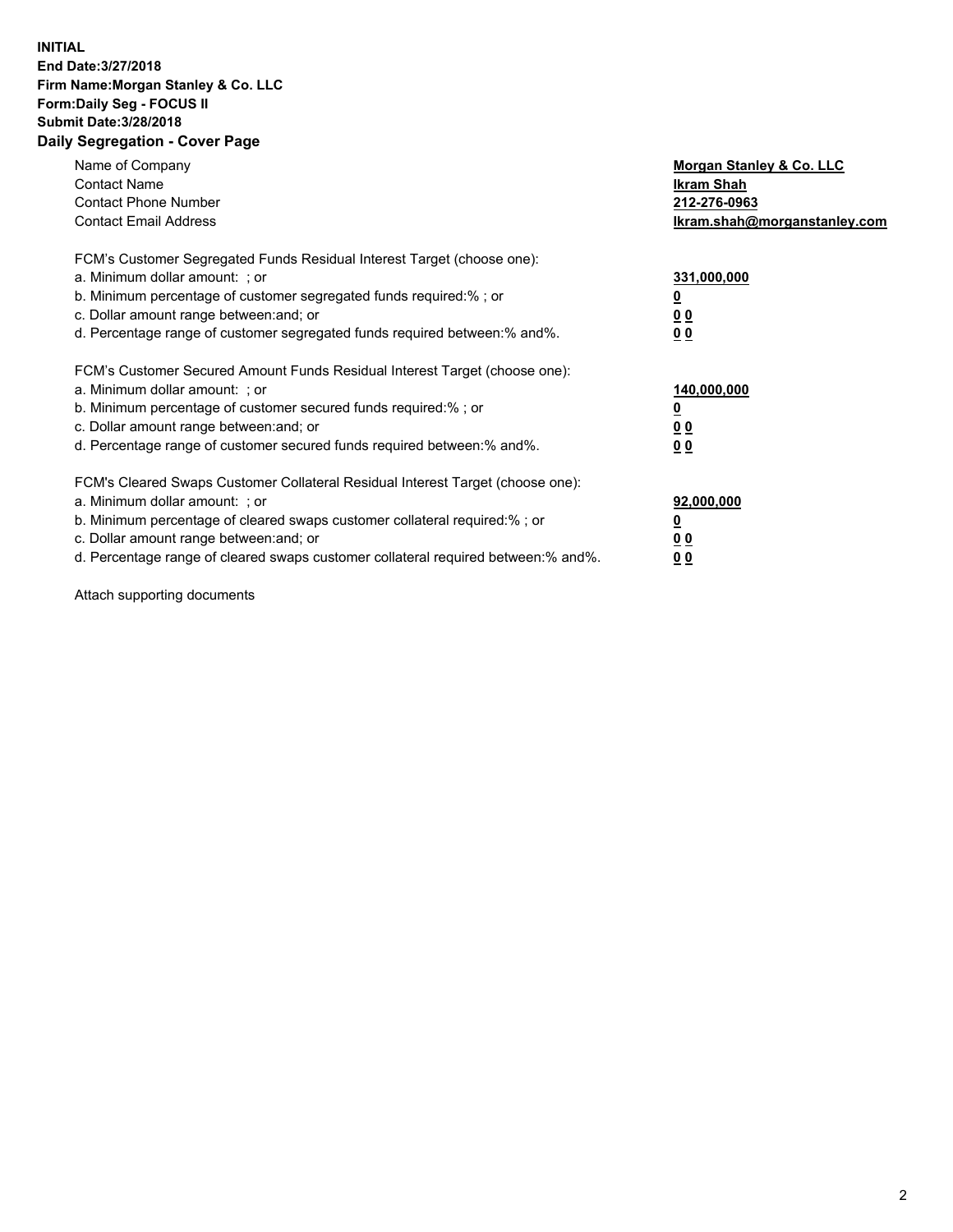**INITIAL**
**End Date:3/27/2018**
**Firm Name:Morgan Stanley & Co. LLC**
**Form:Daily Seg - FOCUS II**
**Submit Date:3/28/2018**
**Daily Segregation - Cover Page**

| | |
|---|---|
| Name of Company | **Morgan Stanley & Co. LLC** |
| Contact Name | **Ikram Shah** |
| Contact Phone Number | **212-276-0963** |
| Contact Email Address | **Ikram.shah@morganstanley.com** |

FCM's Customer Segregated Funds Residual Interest Target (choose one):

| | |
|---|---|
| a. Minimum dollar amount: ; or | **331,000,000** |
| b. Minimum percentage of customer segregated funds required:% ; or | **0** |
| c. Dollar amount range between:and; or | **0 0** |
| d. Percentage range of customer segregated funds required between:% and%. | **0 0** |

FCM's Customer Secured Amount Funds Residual Interest Target (choose one):

| | |
|---|---|
| a. Minimum dollar amount: ; or | **140,000,000** |
| b. Minimum percentage of customer secured funds required:% ; or | **0** |
| c. Dollar amount range between:and; or | **0 0** |
| d. Percentage range of customer secured funds required between:% and%. | **0 0** |

FCM's Cleared Swaps Customer Collateral Residual Interest Target (choose one):

| | |
|---|---|
| a. Minimum dollar amount: ; or | **92,000,000** |
| b. Minimum percentage of cleared swaps customer collateral required:% ; or | **0** |
| c. Dollar amount range between:and; or | **0 0** |
| d. Percentage range of cleared swaps customer collateral required between:% and%. | **0 0** |

Attach supporting documents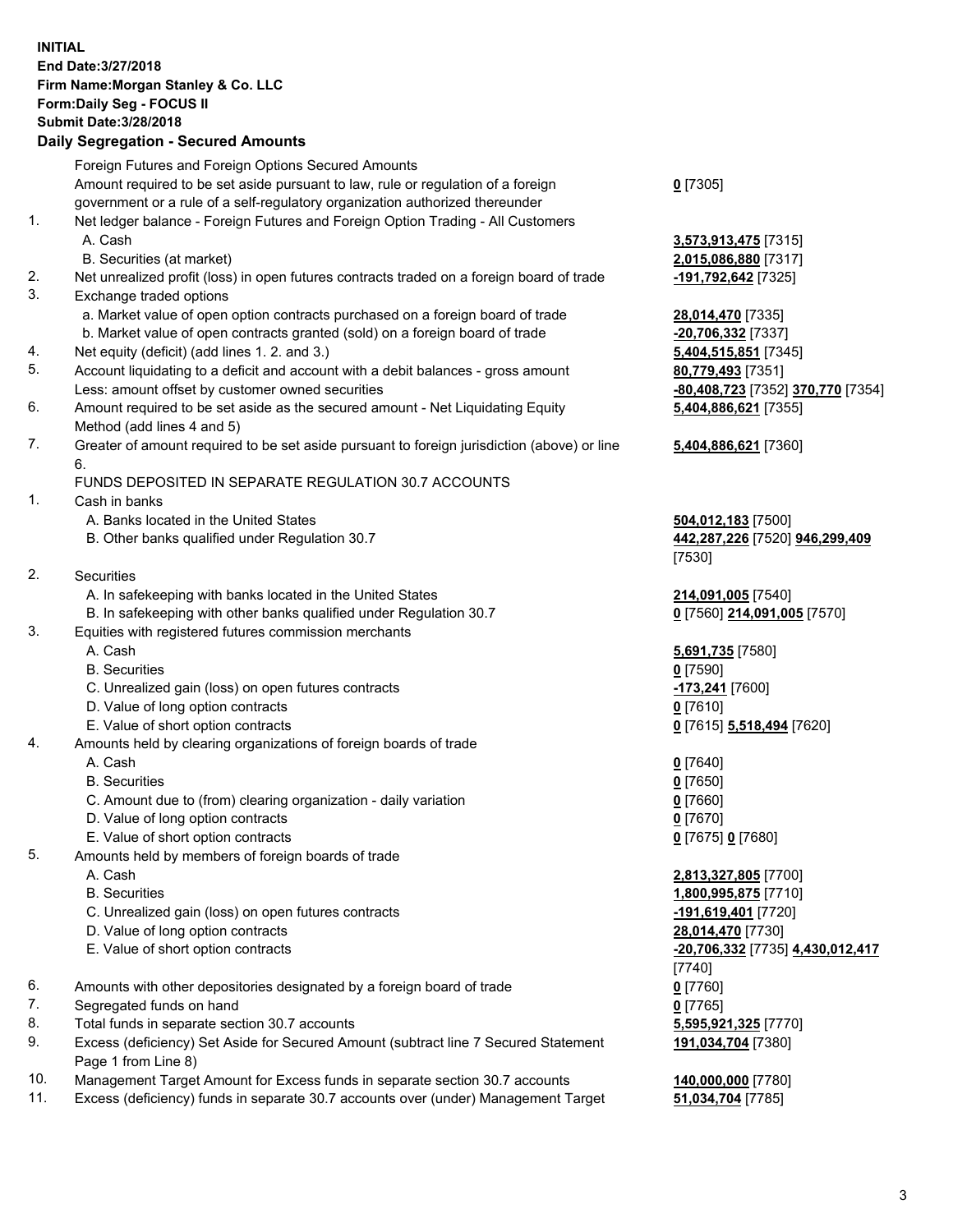**INITIAL**
**End Date:3/27/2018**
**Firm Name:Morgan Stanley & Co. LLC**
**Form:Daily Seg - FOCUS II**
**Submit Date:3/28/2018**

## Daily Segregation - Secured Amounts

| | | |
|---|---|---|
| | Foreign Futures and Foreign Options Secured Amounts | |
| | Amount required to be set aside pursuant to law, rule or regulation of a foreign government or a rule of a self-regulatory organization authorized thereunder | **0** [7305] |
| 1. | Net ledger balance - Foreign Futures and Foreign Option Trading - All Customers | |
| | A. Cash | **3,573,913,475** [7315] |
| | B. Securities (at market) | **2,015,086,880** [7317] |
| 2. | Net unrealized profit (loss) in open futures contracts traded on a foreign board of trade | **-191,792,642** [7325] |
| 3. | Exchange traded options | |
| | a. Market value of open option contracts purchased on a foreign board of trade | **28,014,470** [7335] |
| | b. Market value of open contracts granted (sold) on a foreign board of trade | **-20,706,332** [7337] |
| 4. | Net equity (deficit) (add lines 1. 2. and 3.) | **5,404,515,851** [7345] |
| 5. | Account liquidating to a deficit and account with a debit balances - gross amount | **80,779,493** [7351] |
| | Less: amount offset by customer owned securities | **-80,408,723** [7352] **370,770** [7354] |
| 6. | Amount required to be set aside as the secured amount - Net Liquidating Equity Method (add lines 4 and 5) | **5,404,886,621** [7355] |
| 7. | Greater of amount required to be set aside pursuant to foreign jurisdiction (above) or line 6. | **5,404,886,621** [7360] |
| | FUNDS DEPOSITED IN SEPARATE REGULATION 30.7 ACCOUNTS | |
| 1. | Cash in banks | |
| | A. Banks located in the United States | **504,012,183** [7500] |
| | B. Other banks qualified under Regulation 30.7 | **442,287,226** [7520] **946,299,409** [7530] |
| 2. | Securities | |
| | A. In safekeeping with banks located in the United States | **214,091,005** [7540] |
| | B. In safekeeping with other banks qualified under Regulation 30.7 | **0** [7560] **214,091,005** [7570] |
| 3. | Equities with registered futures commission merchants | |
| | A. Cash | **5,691,735** [7580] |
| | B. Securities | **0** [7590] |
| | C. Unrealized gain (loss) on open futures contracts | **-173,241** [7600] |
| | D. Value of long option contracts | **0** [7610] |
| | E. Value of short option contracts | **0** [7615] **5,518,494** [7620] |
| 4. | Amounts held by clearing organizations of foreign boards of trade | |
| | A. Cash | **0** [7640] |
| | B. Securities | **0** [7650] |
| | C. Amount due to (from) clearing organization - daily variation | **0** [7660] |
| | D. Value of long option contracts | **0** [7670] |
| | E. Value of short option contracts | **0** [7675] **0** [7680] |
| 5. | Amounts held by members of foreign boards of trade | |
| | A. Cash | **2,813,327,805** [7700] |
| | B. Securities | **1,800,995,875** [7710] |
| | C. Unrealized gain (loss) on open futures contracts | **-191,619,401** [7720] |
| | D. Value of long option contracts | **28,014,470** [7730] |
| | E. Value of short option contracts | **-20,706,332** [7735] **4,430,012,417** [7740] |
| 6. | Amounts with other depositories designated by a foreign board of trade | **0** [7760] |
| 7. | Segregated funds on hand | **0** [7765] |
| 8. | Total funds in separate section 30.7 accounts | **5,595,921,325** [7770] |
| 9. | Excess (deficiency) Set Aside for Secured Amount (subtract line 7 Secured Statement Page 1 from Line 8) | **191,034,704** [7380] |
| 10. | Management Target Amount for Excess funds in separate section 30.7 accounts | **140,000,000** [7780] |
| 11. | Excess (deficiency) funds in separate 30.7 accounts over (under) Management Target | **51,034,704** [7785] |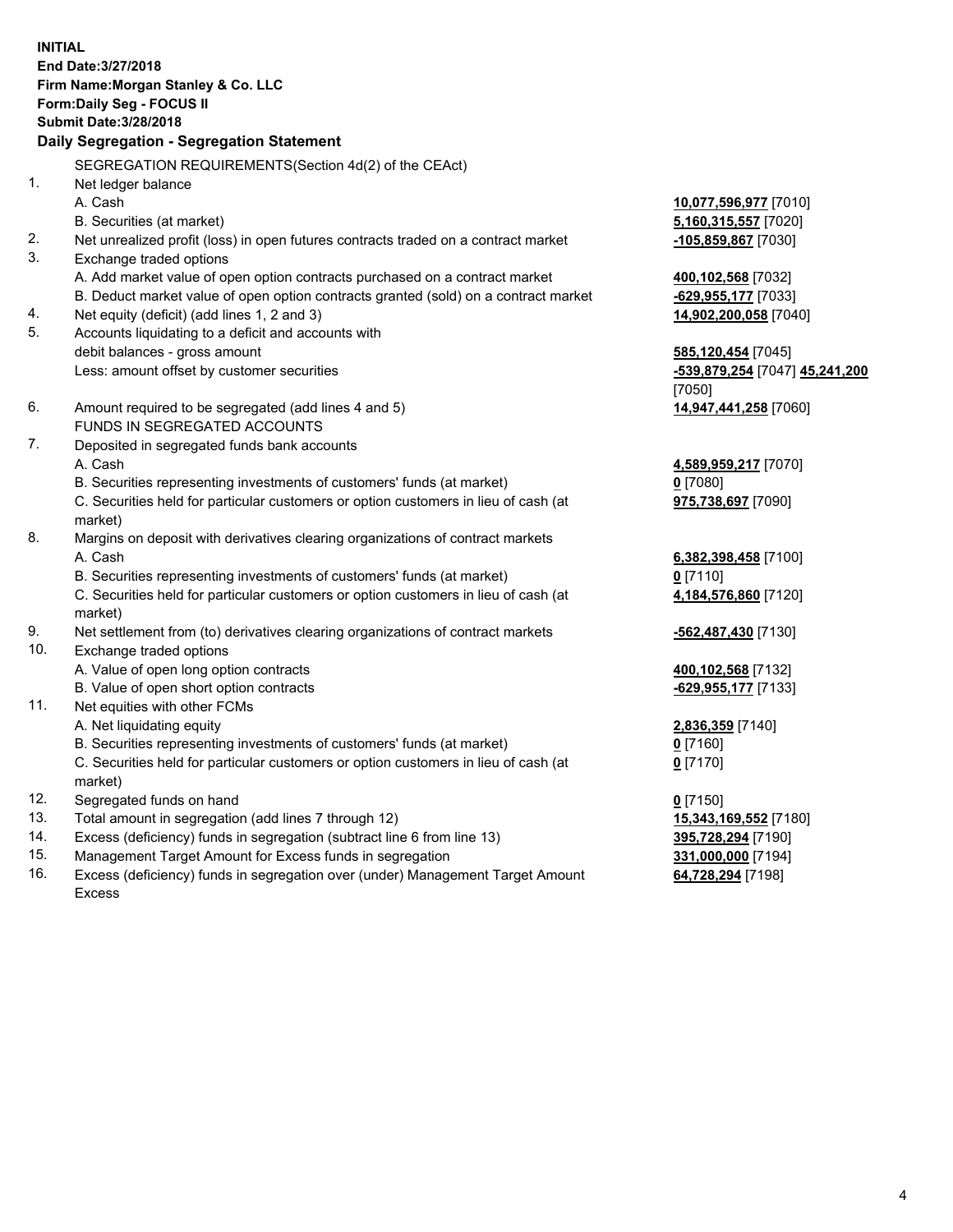**INITIAL**
**End Date:3/27/2018**
**Firm Name:Morgan Stanley & Co. LLC**
**Form:Daily Seg - FOCUS II**
**Submit Date:3/28/2018**

**Daily Segregation - Segregation Statement**

SEGREGATION REQUIREMENTS(Section 4d(2) of the CEAct)

| | | |
|---|---|---|
| 1. | Net ledger balance | |
| | A. Cash | **10,077,596,977** [7010] |
| | B. Securities (at market) | **5,160,315,557** [7020] |
| 2. | Net unrealized profit (loss) in open futures contracts traded on a contract market | **-105,859,867** [7030] |
| 3. | Exchange traded options | |
| | A. Add market value of open option contracts purchased on a contract market | **400,102,568** [7032] |
| | B. Deduct market value of open option contracts granted (sold) on a contract market | **-629,955,177** [7033] |
| 4. | Net equity (deficit) (add lines 1, 2 and 3) | **14,902,200,058** [7040] |
| 5. | Accounts liquidating to a deficit and accounts with debit balances - gross amount | **585,120,454** [7045] |
| | Less: amount offset by customer securities | **-539,879,254** [7047] **45,241,200** [7050] |
| 6. | Amount required to be segregated (add lines 4 and 5) | **14,947,441,258** [7060] |
| | FUNDS IN SEGREGATED ACCOUNTS | |
| 7. | Deposited in segregated funds bank accounts | |
| | A. Cash | **4,589,959,217** [7070] |
| | B. Securities representing investments of customers' funds (at market) | **0** [7080] |
| | C. Securities held for particular customers or option customers in lieu of cash (at market) | **975,738,697** [7090] |
| 8. | Margins on deposit with derivatives clearing organizations of contract markets | |
| | A. Cash | **6,382,398,458** [7100] |
| | B. Securities representing investments of customers' funds (at market) | **0** [7110] |
| | C. Securities held for particular customers or option customers in lieu of cash (at market) | **4,184,576,860** [7120] |
| 9. | Net settlement from (to) derivatives clearing organizations of contract markets | **-562,487,430** [7130] |
| 10. | Exchange traded options | |
| | A. Value of open long option contracts | **400,102,568** [7132] |
| | B. Value of open short option contracts | **-629,955,177** [7133] |
| 11. | Net equities with other FCMs | |
| | A. Net liquidating equity | **2,836,359** [7140] |
| | B. Securities representing investments of customers' funds (at market) | **0** [7160] |
| | C. Securities held for particular customers or option customers in lieu of cash (at market) | **0** [7170] |
| 12. | Segregated funds on hand | **0** [7150] |
| 13. | Total amount in segregation (add lines 7 through 12) | **15,343,169,552** [7180] |
| 14. | Excess (deficiency) funds in segregation (subtract line 6 from line 13) | **395,728,294** [7190] |
| 15. | Management Target Amount for Excess funds in segregation | **331,000,000** [7194] |
| 16. | Excess (deficiency) funds in segregation over (under) Management Target Amount Excess | **64,728,294** [7198] |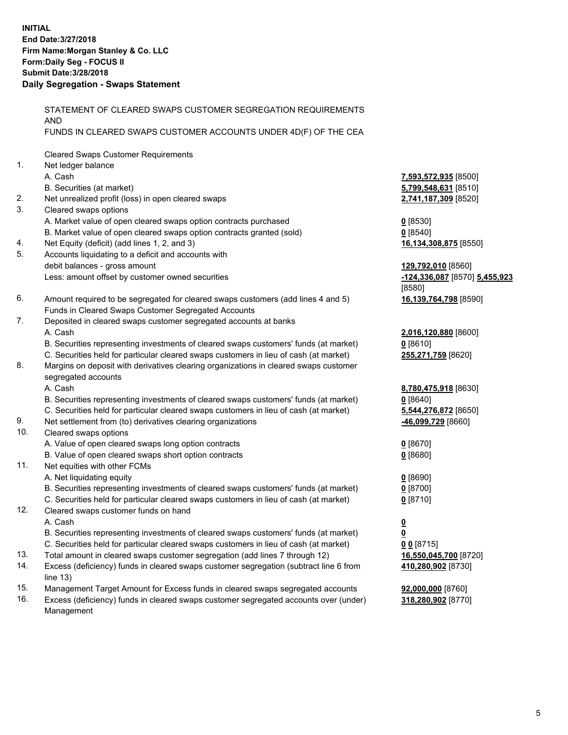**INITIAL**
**End Date:3/27/2018**
**Firm Name:Morgan Stanley & Co. LLC**
**Form:Daily Seg - FOCUS II**
**Submit Date:3/28/2018**
**Daily Segregation - Swaps Statement**

STATEMENT OF CLEARED SWAPS CUSTOMER SEGREGATION REQUIREMENTS AND FUNDS IN CLEARED SWAPS CUSTOMER ACCOUNTS UNDER 4D(F) OF THE CEA

| | | |
|---|---|---|
| | Cleared Swaps Customer Requirements | |
| 1. | Net ledger balance | |
| | A. Cash | **7,593,572,935** [8500] |
| | B. Securities (at market) | **5,799,548,631** [8510] |
| 2. | Net unrealized profit (loss) in open cleared swaps | **2,741,187,309** [8520] |
| 3. | Cleared swaps options | |
| | A. Market value of open cleared swaps option contracts purchased | **0** [8530] |
| | B. Market value of open cleared swaps option contracts granted (sold) | **0** [8540] |
| 4. | Net Equity (deficit) (add lines 1, 2, and 3) | **16,134,308,875** [8550] |
| 5. | Accounts liquidating to a deficit and accounts with debit balances - gross amount | **129,792,010** [8560] |
| | Less: amount offset by customer owned securities | **-124,336,087** [8570] **5,455,923** [8580] |
| 6. | Amount required to be segregated for cleared swaps customers (add lines 4 and 5) | **16,139,764,798** [8590] |
| | Funds in Cleared Swaps Customer Segregated Accounts | |
| 7. | Deposited in cleared swaps customer segregated accounts at banks | |
| | A. Cash | **2,016,120,880** [8600] |
| | B. Securities representing investments of cleared swaps customers' funds (at market) | **0** [8610] |
| | C. Securities held for particular cleared swaps customers in lieu of cash (at market) | **255,271,759** [8620] |
| 8. | Margins on deposit with derivatives clearing organizations in cleared swaps customer segregated accounts | |
| | A. Cash | **8,780,475,918** [8630] |
| | B. Securities representing investments of cleared swaps customers' funds (at market) | **0** [8640] |
| | C. Securities held for particular cleared swaps customers in lieu of cash (at market) | **5,544,276,872** [8650] |
| 9. | Net settlement from (to) derivatives clearing organizations | **-46,099,729** [8660] |
| 10. | Cleared swaps options | |
| | A. Value of open cleared swaps long option contracts | **0** [8670] |
| | B. Value of open cleared swaps short option contracts | **0** [8680] |
| 11. | Net equities with other FCMs | |
| | A. Net liquidating equity | **0** [8690] |
| | B. Securities representing investments of cleared swaps customers' funds (at market) | **0** [8700] |
| | C. Securities held for particular cleared swaps customers in lieu of cash (at market) | **0** [8710] |
| 12. | Cleared swaps customer funds on hand | |
| | A. Cash | **0** |
| | B. Securities representing investments of cleared swaps customers' funds (at market) | **0** |
| | C. Securities held for particular cleared swaps customers in lieu of cash (at market) | **0** **0** [8715] |
| 13. | Total amount in cleared swaps customer segregation (add lines 7 through 12) | **16,550,045,700** [8720] |
| 14. | Excess (deficiency) funds in cleared swaps customer segregation (subtract line 6 from line 13) | **410,280,902** [8730] |
| 15. | Management Target Amount for Excess funds in cleared swaps segregated accounts | **92,000,000** [8760] |
| 16. | Excess (deficiency) funds in cleared swaps customer segregated accounts over (under) Management | **318,280,902** [8770] |